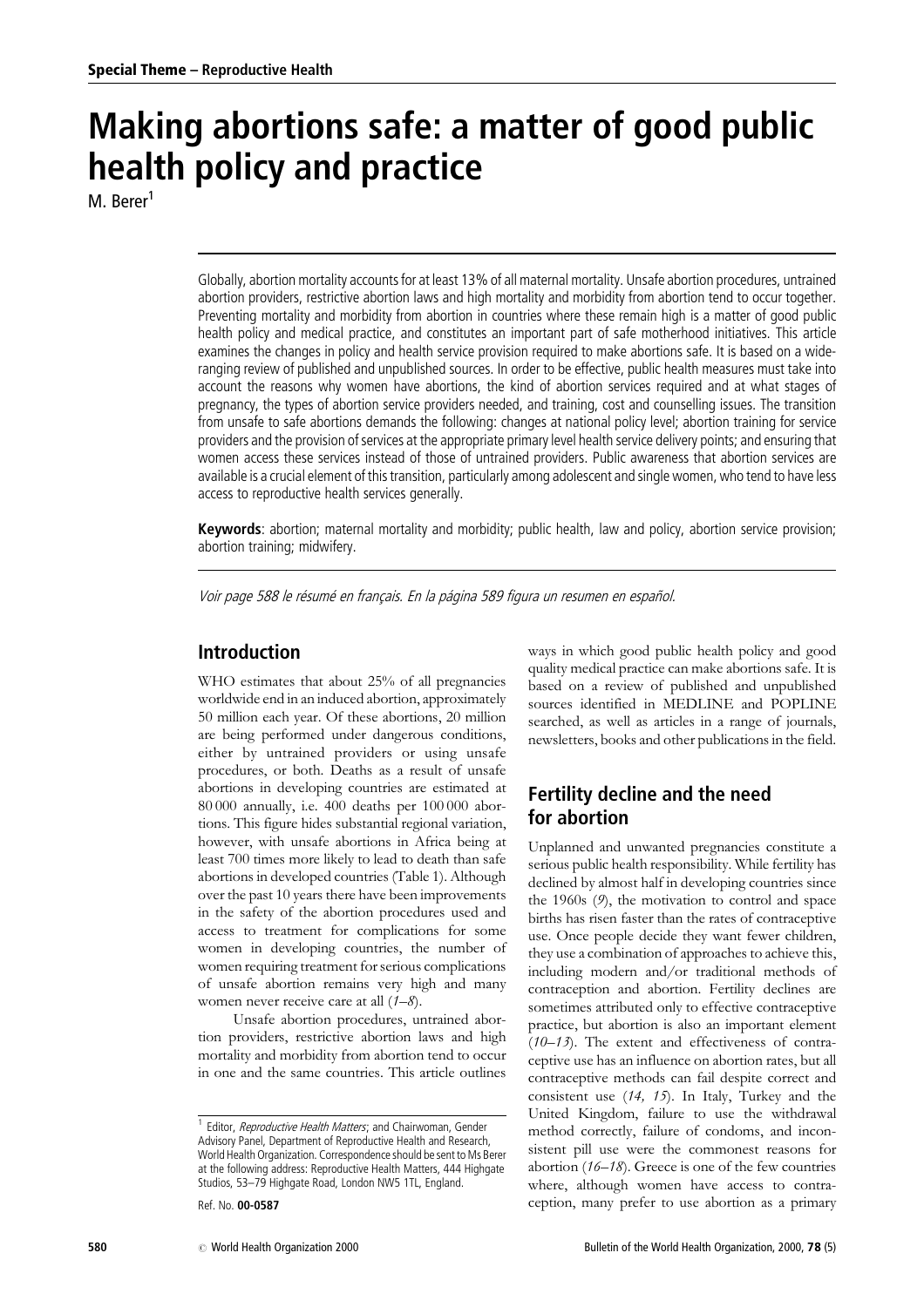**Special Theme – Reproductive Health**

# Making abortions safe: a matter of good public health policy and practice

M. Berer[1]

Globally, abortion mortality accounts for at least 13% of all maternal mortality. Unsafe abortion procedures, untrained abortion providers, restrictive abortion laws and high mortality and morbidity from abortion tend to occur together. Preventing mortality and morbidity from abortion in countries where these remain high is a matter of good public health policy and medical practice, and constitutes an important part of safe motherhood initiatives. This article examines the changes in policy and health service provision required to make abortions safe. It is based on a wide-ranging review of published and unpublished sources. In order to be effective, public health measures must take into account the reasons why women have abortions, the kind of abortion services required and at what stages of pregnancy, the types of abortion service providers needed, and training, cost and counselling issues. The transition from unsafe to safe abortions demands the following: changes at national policy level; abortion training for service providers and the provision of services at the appropriate primary level health service delivery points; and ensuring that women access these services instead of those of untrained providers. Public awareness that abortion services are available is a crucial element of this transition, particularly among adolescent and single women, who tend to have less access to reproductive health services generally.

**Keywords**: abortion; maternal mortality and morbidity; public health, law and policy, abortion service provision; abortion training; midwifery.

*Voir page 588 le résumé en français. En la página 589 figura un resumen en español.*

## Introduction

WHO estimates that about 25% of all pregnancies worldwide end in an induced abortion, approximately 50 million each year. Of these abortions, 20 million are being performed under dangerous conditions, either by untrained providers or using unsafe procedures, or both. Deaths as a result of unsafe abortions in developing countries are estimated at 80 000 annually, i.e. 400 deaths per 100 000 abortions. This figure hides substantial regional variation, however, with unsafe abortions in Africa being at least 700 times more likely to lead to death than safe abortions in developed countries (Table 1). Although over the past 10 years there have been improvements in the safety of the abortion procedures used and access to treatment for complications for some women in developing countries, the number of women requiring treatment for serious complications of unsafe abortion remains very high and many women never receive care at all (*1–8*).

Unsafe abortion procedures, untrained abortion providers, restrictive abortion laws and high mortality and morbidity from abortion tend to occur in one and the same countries. This article outlines ways in which good public health policy and good quality medical practice can make abortions safe. It is based on a review of published and unpublished sources identified in MEDLINE and POPLINE searched, as well as articles in a range of journals, newsletters, books and other publications in the field.

## Fertility decline and the need for abortion

Unplanned and unwanted pregnancies constitute a serious public health responsibility. While fertility has declined by almost half in developing countries since the 1960s (*9*), the motivation to control and space births has risen faster than the rates of contraceptive use. Once people decide they want fewer children, they use a combination of approaches to achieve this, including modern and/or traditional methods of contraception and abortion. Fertility declines are sometimes attributed only to effective contraceptive practice, but abortion is also an important element (*10–13*). The extent and effectiveness of contraceptive use has an influence on abortion rates, but all contraceptive methods can fail despite correct and consistent use (*14, 15*). In Italy, Turkey and the United Kingdom, failure to use the withdrawal method correctly, failure of condoms, and inconsistent pill use were the commonest reasons for abortion (*16–18*). Greece is one of the few countries where, although women have access to contraception, many prefer to use abortion as a primary

[1] Editor, *Reproductive Health Matters*; and Chairwoman, Gender Advisory Panel, Department of Reproductive Health and Research, World Health Organization. Correspondence should be sent to Ms Berer at the following address: Reproductive Health Matters, 444 Highgate Studios, 53–79 Highgate Road, London NW5 1TL, England.

Ref. No. **00-0587**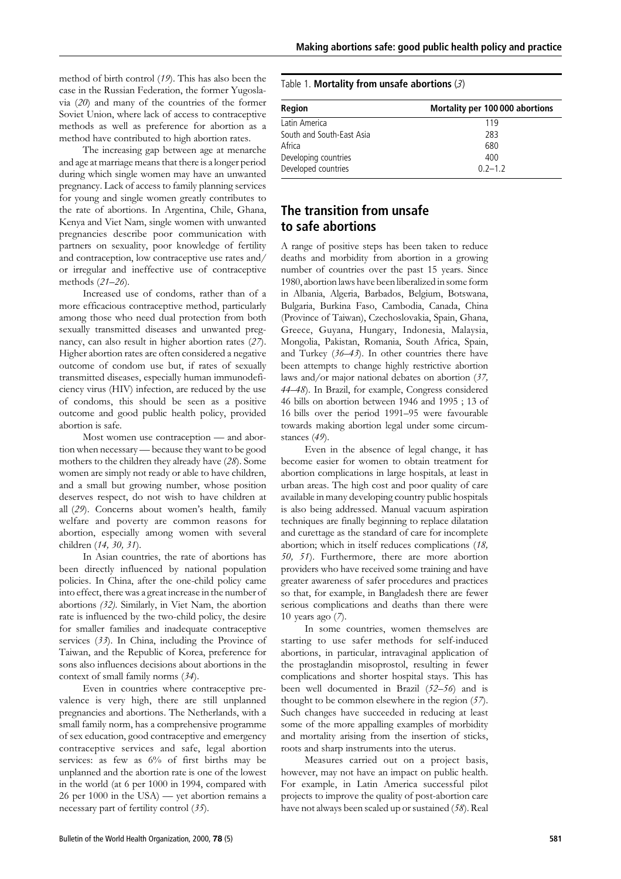method of birth control (*19*). This has also been the case in the Russian Federation, the former Yugoslavia (*20*) and many of the countries of the former Soviet Union, where lack of access to contraceptive methods as well as preference for abortion as a method have contributed to high abortion rates.

The increasing gap between age at menarche and age at marriage means that there is a longer period during which single women may have an unwanted pregnancy. Lack of access to family planning services for young and single women greatly contributes to the rate of abortions. In Argentina, Chile, Ghana, Kenya and Viet Nam, single women with unwanted pregnancies describe poor communication with partners on sexuality, poor knowledge of fertility and contraception, low contraceptive use rates and/or irregular and ineffective use of contraceptive methods (*21–26*).

Increased use of condoms, rather than of a more efficacious contraceptive method, particularly among those who need dual protection from both sexually transmitted diseases and unwanted pregnancy, can also result in higher abortion rates (*27*). Higher abortion rates are often considered a negative outcome of condom use but, if rates of sexually transmitted diseases, especially human immunodeficiency virus (HIV) infection, are reduced by the use of condoms, this should be seen as a positive outcome and good public health policy, provided abortion is safe.

Most women use contraception — and abortion when necessary — because they want to be good mothers to the children they already have (*28*). Some women are simply not ready or able to have children, and a small but growing number, whose position deserves respect, do not wish to have children at all (*29*). Concerns about women's health, family welfare and poverty are common reasons for abortion, especially among women with several children (*14, 30, 31*).

In Asian countries, the rate of abortions has been directly influenced by national population policies. In China, after the one-child policy came into effect, there was a great increase in the number of abortions *(32)*. Similarly, in Viet Nam, the abortion rate is influenced by the two-child policy, the desire for smaller families and inadequate contraceptive services (*33*). In China, including the Province of Taiwan, and the Republic of Korea, preference for sons also influences decisions about abortions in the context of small family norms (*34*).

Even in countries where contraceptive prevalence is very high, there are still unplanned pregnancies and abortions. The Netherlands, with a small family norm, has a comprehensive programme of sex education, good contraceptive and emergency contraceptive services and safe, legal abortion services: as few as 6% of first births may be unplanned and the abortion rate is one of the lowest in the world (at 6 per 1000 in 1994, compared with 26 per 1000 in the USA) — yet abortion remains a necessary part of fertility control (*35*).

Table 1. **Mortality from unsafe abortions** (*3*)

| Region | Mortality per 100 000 abortions |
|---|---|
| Latin America | 119 |
| South and South-East Asia | 283 |
| Africa | 680 |
| Developing countries | 400 |
| Developed countries | 0.2–1.2 |

## The transition from unsafe to safe abortions

A range of positive steps has been taken to reduce deaths and morbidity from abortion in a growing number of countries over the past 15 years. Since 1980, abortion laws have been liberalized in some form in Albania, Algeria, Barbados, Belgium, Botswana, Bulgaria, Burkina Faso, Cambodia, Canada, China (Province of Taiwan), Czechoslovakia, Spain, Ghana, Greece, Guyana, Hungary, Indonesia, Malaysia, Mongolia, Pakistan, Romania, South Africa, Spain, and Turkey (*36–43*). In other countries there have been attempts to change highly restrictive abortion laws and/or major national debates on abortion (*37, 44–48*). In Brazil, for example, Congress considered 46 bills on abortion between 1946 and 1995 ; 13 of 16 bills over the period 1991–95 were favourable towards making abortion legal under some circumstances (*49*).

Even in the absence of legal change, it has become easier for women to obtain treatment for abortion complications in large hospitals, at least in urban areas. The high cost and poor quality of care available in many developing country public hospitals is also being addressed. Manual vacuum aspiration techniques are finally beginning to replace dilatation and curettage as the standard of care for incomplete abortion; which in itself reduces complications (*18, 50, 51*). Furthermore, there are more abortion providers who have received some training and have greater awareness of safer procedures and practices so that, for example, in Bangladesh there are fewer serious complications and deaths than there were 10 years ago (*7*).

In some countries, women themselves are starting to use safer methods for self-induced abortions, in particular, intravaginal application of the prostaglandin misoprostol, resulting in fewer complications and shorter hospital stays. This has been well documented in Brazil (*52–56*) and is thought to be common elsewhere in the region (*57*). Such changes have succeeded in reducing at least some of the more appalling examples of morbidity and mortality arising from the insertion of sticks, roots and sharp instruments into the uterus.

Measures carried out on a project basis, however, may not have an impact on public health. For example, in Latin America successful pilot projects to improve the quality of post-abortion care have not always been scaled up or sustained (*58*). Real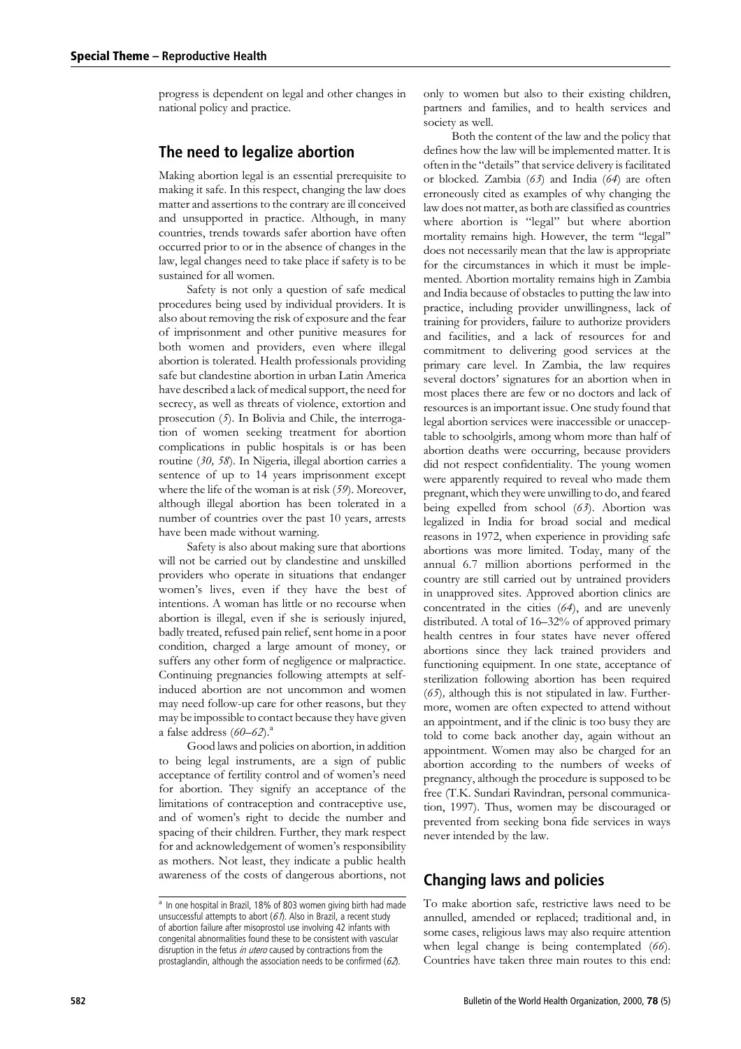progress is dependent on legal and other changes in national policy and practice.

## The need to legalize abortion

Making abortion legal is an essential prerequisite to making it safe. In this respect, changing the law does matter and assertions to the contrary are ill conceived and unsupported in practice. Although, in many countries, trends towards safer abortion have often occurred prior to or in the absence of changes in the law, legal changes need to take place if safety is to be sustained for all women.

Safety is not only a question of safe medical procedures being used by individual providers. It is also about removing the risk of exposure and the fear of imprisonment and other punitive measures for both women and providers, even where illegal abortion is tolerated. Health professionals providing safe but clandestine abortion in urban Latin America have described a lack of medical support, the need for secrecy, as well as threats of violence, extortion and prosecution (*5*). In Bolivia and Chile, the interrogation of women seeking treatment for abortion complications in public hospitals is or has been routine (*30, 58*). In Nigeria, illegal abortion carries a sentence of up to 14 years imprisonment except where the life of the woman is at risk (*59*). Moreover, although illegal abortion has been tolerated in a number of countries over the past 10 years, arrests have been made without warning.

Safety is also about making sure that abortions will not be carried out by clandestine and unskilled providers who operate in situations that endanger women's lives, even if they have the best of intentions. A woman has little or no recourse when abortion is illegal, even if she is seriously injured, badly treated, refused pain relief, sent home in a poor condition, charged a large amount of money, or suffers any other form of negligence or malpractice. Continuing pregnancies following attempts at self-induced abortion are not uncommon and women may need follow-up care for other reasons, but they may be impossible to contact because they have given a false address (*60–62*).[a]

Good laws and policies on abortion, in addition to being legal instruments, are a sign of public acceptance of fertility control and of women's need for abortion. They signify an acceptance of the limitations of contraception and contraceptive use, and of women's right to decide the number and spacing of their children. Further, they mark respect for and acknowledgement of women's responsibility as mothers. Not least, they indicate a public health awareness of the costs of dangerous abortions, not only to women but also to their existing children, partners and families, and to health services and society as well.

Both the content of the law and the policy that defines how the law will be implemented matter. It is often in the "details" that service delivery is facilitated or blocked. Zambia (*63*) and India (*64*) are often erroneously cited as examples of why changing the law does not matter, as both are classified as countries where abortion is "legal" but where abortion mortality remains high. However, the term "legal" does not necessarily mean that the law is appropriate for the circumstances in which it must be implemented. Abortion mortality remains high in Zambia and India because of obstacles to putting the law into practice, including provider unwillingness, lack of training for providers, failure to authorize providers and facilities, and a lack of resources for and commitment to delivering good services at the primary care level. In Zambia, the law requires several doctors' signatures for an abortion when in most places there are few or no doctors and lack of resources is an important issue. One study found that legal abortion services were inaccessible or unacceptable to schoolgirls, among whom more than half of abortion deaths were occurring, because providers did not respect confidentiality. The young women were apparently required to reveal who made them pregnant, which they were unwilling to do, and feared being expelled from school (*63*). Abortion was legalized in India for broad social and medical reasons in 1972, when experience in providing safe abortions was more limited. Today, many of the annual 6.7 million abortions performed in the country are still carried out by untrained providers in unapproved sites. Approved abortion clinics are concentrated in the cities (*64*), and are unevenly distributed. A total of 16–32% of approved primary health centres in four states have never offered abortions since they lack trained providers and functioning equipment. In one state, acceptance of sterilization following abortion has been required (*65*), although this is not stipulated in law. Furthermore, women are often expected to attend without an appointment, and if the clinic is too busy they are told to come back another day, again without an appointment. Women may also be charged for an abortion according to the numbers of weeks of pregnancy, although the procedure is supposed to be free (T.K. Sundari Ravindran, personal communication, 1997). Thus, women may be discouraged or prevented from seeking bona fide services in ways never intended by the law.

## Changing laws and policies

To make abortion safe, restrictive laws need to be annulled, amended or replaced; traditional and, in some cases, religious laws may also require attention when legal change is being contemplated (*66*). Countries have taken three main routes to this end:

---

[a] In one hospital in Brazil, 18% of 803 women giving birth had made unsuccessful attempts to abort (*61*). Also in Brazil, a recent study of abortion failure after misoprostol use involving 42 infants with congenital abnormalities found these to be consistent with vascular disruption in the fetus *in utero* caused by contractions from the prostaglandin, although the association needs to be confirmed (*62*).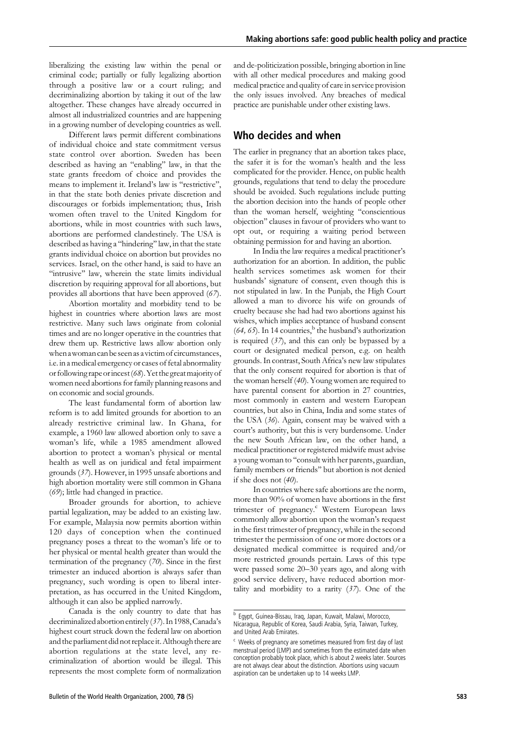liberalizing the existing law within the penal or criminal code; partially or fully legalizing abortion through a positive law or a court ruling; and decriminalizing abortion by taking it out of the law altogether. These changes have already occurred in almost all industrialized countries and are happening in a growing number of developing countries as well.

Different laws permit different combinations of individual choice and state commitment versus state control over abortion. Sweden has been described as having an "enabling" law, in that the state grants freedom of choice and provides the means to implement it. Ireland's law is "restrictive", in that the state both denies private discretion and discourages or forbids implementation; thus, Irish women often travel to the United Kingdom for abortions, while in most countries with such laws, abortions are performed clandestinely. The USA is described as having a "hindering" law, in that the state grants individual choice on abortion but provides no services. Israel, on the other hand, is said to have an "intrusive" law, wherein the state limits individual discretion by requiring approval for all abortions, but provides all abortions that have been approved (*67*).

Abortion mortality and morbidity tend to be highest in countries where abortion laws are most restrictive. Many such laws originate from colonial times and are no longer operative in the countries that drew them up. Restrictive laws allow abortion only when a woman can be seen as a victim of circumstances, i.e. in a medical emergency or cases of fetal abnormality or following rape or incest (*68*). Yet the great majority of women need abortions for family planning reasons and on economic and social grounds.

The least fundamental form of abortion law reform is to add limited grounds for abortion to an already restrictive criminal law. In Ghana, for example, a 1960 law allowed abortion only to save a woman's life, while a 1985 amendment allowed abortion to protect a woman's physical or mental health as well as on juridical and fetal impairment grounds (*37*). However, in 1995 unsafe abortions and high abortion mortality were still common in Ghana (*69*); little had changed in practice.

Broader grounds for abortion, to achieve partial legalization, may be added to an existing law. For example, Malaysia now permits abortion within 120 days of conception when the continued pregnancy poses a threat to the woman's life or to her physical or mental health greater than would the termination of the pregnancy (*70*). Since in the first trimester an induced abortion is always safer than pregnancy, such wording is open to liberal interpretation, as has occurred in the United Kingdom, although it can also be applied narrowly.

Canada is the only country to date that has decriminalized abortion entirely (*37*). In 1988, Canada's highest court struck down the federal law on abortion and the parliament did not replace it. Although there are abortion regulations at the state level, any re-criminalization of abortion would be illegal. This represents the most complete form of normalization and de-politicization possible, bringing abortion in line with all other medical procedures and making good medical practice and quality of care in service provision the only issues involved. Any breaches of medical practice are punishable under other existing laws.

## Who decides and when

The earlier in pregnancy that an abortion takes place, the safer it is for the woman's health and the less complicated for the provider. Hence, on public health grounds, regulations that tend to delay the procedure should be avoided. Such regulations include putting the abortion decision into the hands of people other than the woman herself, weighting "conscientious objection" clauses in favour of providers who want to opt out, or requiring a waiting period between obtaining permission for and having an abortion.

In India the law requires a medical practitioner's authorization for an abortion. In addition, the public health services sometimes ask women for their husbands' signature of consent, even though this is not stipulated in law. In the Punjab, the High Court allowed a man to divorce his wife on grounds of cruelty because she had had two abortions against his wishes, which implies acceptance of husband consent (*64, 65*). In 14 countries,[b] the husband's authorization is required (*37*), and this can only be bypassed by a court or designated medical person, e.g. on health grounds. In contrast, South Africa's new law stipulates that the only consent required for abortion is that of the woman herself (*40*). Young women are required to have parental consent for abortion in 27 countries, most commonly in eastern and western European countries, but also in China, India and some states of the USA (*36*). Again, consent may be waived with a court's authority, but this is very burdensome. Under the new South African law, on the other hand, a medical practitioner or registered midwife must advise a young woman to "consult with her parents, guardian, family members or friends" but abortion is not denied if she does not (*40*).

In countries where safe abortions are the norm, more than 90% of women have abortions in the first trimester of pregnancy.[c] Western European laws commonly allow abortion upon the woman's request in the first trimester of pregnancy, while in the second trimester the permission of one or more doctors or a designated medical committee is required and/or more restricted grounds pertain. Laws of this type were passed some 20–30 years ago, and along with good service delivery, have reduced abortion mortality and morbidity to a rarity (*37*). One of the

[b] Egypt, Guinea-Bissau, Iraq, Japan, Kuwait, Malawi, Morocco, Nicaragua, Republic of Korea, Saudi Arabia, Syria, Taiwan, Turkey, and United Arab Emirates.

[c] Weeks of pregnancy are sometimes measured from first day of last menstrual period (LMP) and sometimes from the estimated date when conception probably took place, which is about 2 weeks later. Sources are not always clear about the distinction. Abortions using vacuum aspiration can be undertaken up to 14 weeks LMP.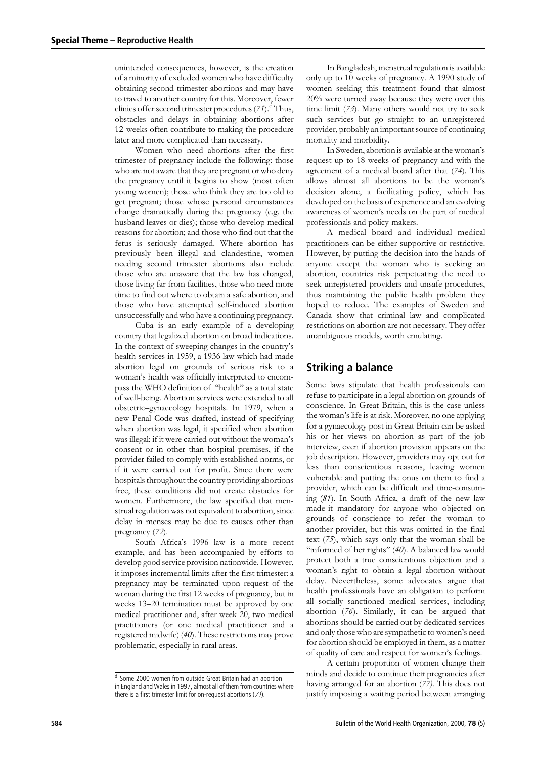unintended consequences, however, is the creation of a minority of excluded women who have difficulty obtaining second trimester abortions and may have to travel to another country for this. Moreover, fewer clinics offer second trimester procedures (*71*).[d] Thus, obstacles and delays in obtaining abortions after 12 weeks often contribute to making the procedure later and more complicated than necessary.

Women who need abortions after the first trimester of pregnancy include the following: those who are not aware that they are pregnant or who deny the pregnancy until it begins to show (most often young women); those who think they are too old to get pregnant; those whose personal circumstances change dramatically during the pregnancy (e.g. the husband leaves or dies); those who develop medical reasons for abortion; and those who find out that the fetus is seriously damaged. Where abortion has previously been illegal and clandestine, women needing second trimester abortions also include those who are unaware that the law has changed, those living far from facilities, those who need more time to find out where to obtain a safe abortion, and those who have attempted self-induced abortion unsuccessfully and who have a continuing pregnancy.

Cuba is an early example of a developing country that legalized abortion on broad indications. In the context of sweeping changes in the country's health services in 1959, a 1936 law which had made abortion legal on grounds of serious risk to a woman's health was officially interpreted to encompass the WHO definition of "health" as a total state of well-being. Abortion services were extended to all obstetric–gynaecology hospitals. In 1979, when a new Penal Code was drafted, instead of specifying when abortion was legal, it specified when abortion was illegal: if it were carried out without the woman's consent or in other than hospital premises, if the provider failed to comply with established norms, or if it were carried out for profit. Since there were hospitals throughout the country providing abortions free, these conditions did not create obstacles for women. Furthermore, the law specified that menstrual regulation was not equivalent to abortion, since delay in menses may be due to causes other than pregnancy (*72*).

South Africa's 1996 law is a more recent example, and has been accompanied by efforts to develop good service provision nationwide. However, it imposes incremental limits after the first trimester: a pregnancy may be terminated upon request of the woman during the first 12 weeks of pregnancy, but in weeks 13–20 termination must be approved by one medical practitioner and, after week 20, two medical practitioners (or one medical practitioner and a registered midwife) (*40*). These restrictions may prove problematic, especially in rural areas.

In Bangladesh, menstrual regulation is available only up to 10 weeks of pregnancy. A 1990 study of women seeking this treatment found that almost 20% were turned away because they were over this time limit (*73*). Many others would not try to seek such services but go straight to an unregistered provider, probably an important source of continuing mortality and morbidity.

In Sweden, abortion is available at the woman's request up to 18 weeks of pregnancy and with the agreement of a medical board after that (*74*). This allows almost all abortions to be the woman's decision alone, a facilitating policy, which has developed on the basis of experience and an evolving awareness of women's needs on the part of medical professionals and policy-makers.

A medical board and individual medical practitioners can be either supportive or restrictive. However, by putting the decision into the hands of anyone except the woman who is seeking an abortion, countries risk perpetuating the need to seek unregistered providers and unsafe procedures, thus maintaining the public health problem they hoped to reduce. The examples of Sweden and Canada show that criminal law and complicated restrictions on abortion are not necessary. They offer unambiguous models, worth emulating.

## Striking a balance

Some laws stipulate that health professionals can refuse to participate in a legal abortion on grounds of conscience. In Great Britain, this is the case unless the woman's life is at risk. Moreover, no one applying for a gynaecology post in Great Britain can be asked his or her views on abortion as part of the job interview, even if abortion provision appears on the job description. However, providers may opt out for less than conscientious reasons, leaving women vulnerable and putting the onus on them to find a provider, which can be difficult and time-consuming (*81*). In South Africa, a draft of the new law made it mandatory for anyone who objected on grounds of conscience to refer the woman to another provider, but this was omitted in the final text (*75*), which says only that the woman shall be "informed of her rights" (*40*). A balanced law would protect both a true conscientious objection and a woman's right to obtain a legal abortion without delay. Nevertheless, some advocates argue that health professionals have an obligation to perform all socially sanctioned medical services, including abortion (*76*). Similarly, it can be argued that abortions should be carried out by dedicated services and only those who are sympathetic to women's need for abortion should be employed in them, as a matter of quality of care and respect for women's feelings.

A certain proportion of women change their minds and decide to continue their pregnancies after having arranged for an abortion (*77*). This does not justify imposing a waiting period between arranging

[d] Some 2000 women from outside Great Britain had an abortion in England and Wales in 1997, almost all of them from countries where there is a first trimester limit for on-request abortions (*71*).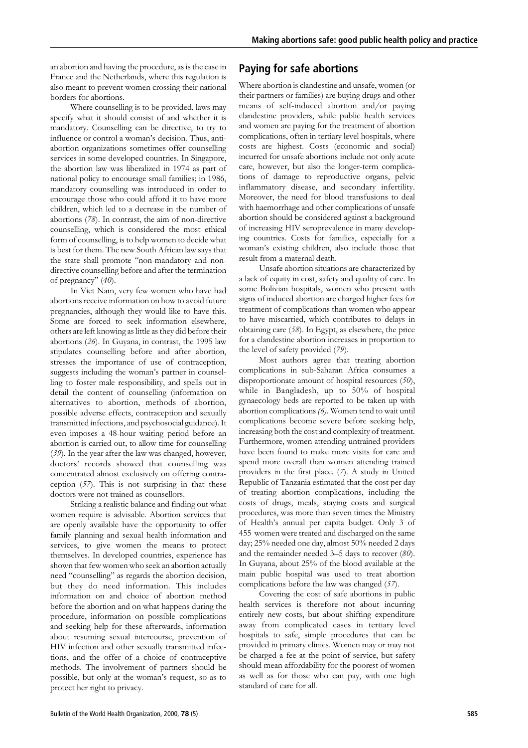an abortion and having the procedure, as is the case in France and the Netherlands, where this regulation is also meant to prevent women crossing their national borders for abortions.

Where counselling is to be provided, laws may specify what it should consist of and whether it is mandatory. Counselling can be directive, to try to influence or control a woman's decision. Thus, anti-abortion organizations sometimes offer counselling services in some developed countries. In Singapore, the abortion law was liberalized in 1974 as part of national policy to encourage small families; in 1986, mandatory counselling was introduced in order to encourage those who could afford it to have more children, which led to a decrease in the number of abortions (*78*). In contrast, the aim of non-directive counselling, which is considered the most ethical form of counselling, is to help women to decide what is best for them. The new South African law says that the state shall promote "non-mandatory and non-directive counselling before and after the termination of pregnancy" (*40*).

In Viet Nam, very few women who have had abortions receive information on how to avoid future pregnancies, although they would like to have this. Some are forced to seek information elsewhere, others are left knowing as little as they did before their abortions (*26*). In Guyana, in contrast, the 1995 law stipulates counselling before and after abortion, stresses the importance of use of contraception, suggests including the woman's partner in counselling to foster male responsibility, and spells out in detail the content of counselling (information on alternatives to abortion, methods of abortion, possible adverse effects, contraception and sexually transmitted infections, and psychosocial guidance). It even imposes a 48-hour waiting period before an abortion is carried out, to allow time for counselling (*39*). In the year after the law was changed, however, doctors' records showed that counselling was concentrated almost exclusively on offering contraception (*57*). This is not surprising in that these doctors were not trained as counsellors.

Striking a realistic balance and finding out what women require is advisable. Abortion services that are openly available have the opportunity to offer family planning and sexual health information and services, to give women the means to protect themselves. In developed countries, experience has shown that few women who seek an abortion actually need "counselling" as regards the abortion decision, but they do need information. This includes information on and choice of abortion method before the abortion and on what happens during the procedure, information on possible complications and seeking help for these afterwards, information about resuming sexual intercourse, prevention of HIV infection and other sexually transmitted infections, and the offer of a choice of contraceptive methods. The involvement of partners should be possible, but only at the woman's request, so as to protect her right to privacy.

## Paying for safe abortions

Where abortion is clandestine and unsafe, women (or their partners or families) are buying drugs and other means of self-induced abortion and/or paying clandestine providers, while public health services and women are paying for the treatment of abortion complications, often in tertiary level hospitals, where costs are highest. Costs (economic and social) incurred for unsafe abortions include not only acute care, however, but also the longer-term complications of damage to reproductive organs, pelvic inflammatory disease, and secondary infertility. Moreover, the need for blood transfusions to deal with haemorrhage and other complications of unsafe abortion should be considered against a background of increasing HIV seroprevalence in many developing countries. Costs for families, especially for a woman's existing children, also include those that result from a maternal death.

Unsafe abortion situations are characterized by a lack of equity in cost, safety and quality of care. In some Bolivian hospitals, women who present with signs of induced abortion are charged higher fees for treatment of complications than women who appear to have miscarried, which contributes to delays in obtaining care (*58*). In Egypt, as elsewhere, the price for a clandestine abortion increases in proportion to the level of safety provided (*79*).

Most authors agree that treating abortion complications in sub-Saharan Africa consumes a disproportionate amount of hospital resources (*50*), while in Bangladesh, up to 50% of hospital gynaecology beds are reported to be taken up with abortion complications *(6)*. Women tend to wait until complications become severe before seeking help, increasing both the cost and complexity of treatment. Furthermore, women attending untrained providers have been found to make more visits for care and spend more overall than women attending trained providers in the first place. (*7*). A study in United Republic of Tanzania estimated that the cost per day of treating abortion complications, including the costs of drugs, meals, staying costs and surgical procedures, was more than seven times the Ministry of Health's annual per capita budget. Only 3 of 455 women were treated and discharged on the same day; 25% needed one day, almost 50% needed 2 days and the remainder needed 3–5 days to recover (*80*). In Guyana, about 25% of the blood available at the main public hospital was used to treat abortion complications before the law was changed (*57*).

Covering the cost of safe abortions in public health services is therefore not about incurring entirely new costs, but about shifting expenditure away from complicated cases in tertiary level hospitals to safe, simple procedures that can be provided in primary clinics. Women may or may not be charged a fee at the point of service, but safety should mean affordability for the poorest of women as well as for those who can pay, with one high standard of care for all.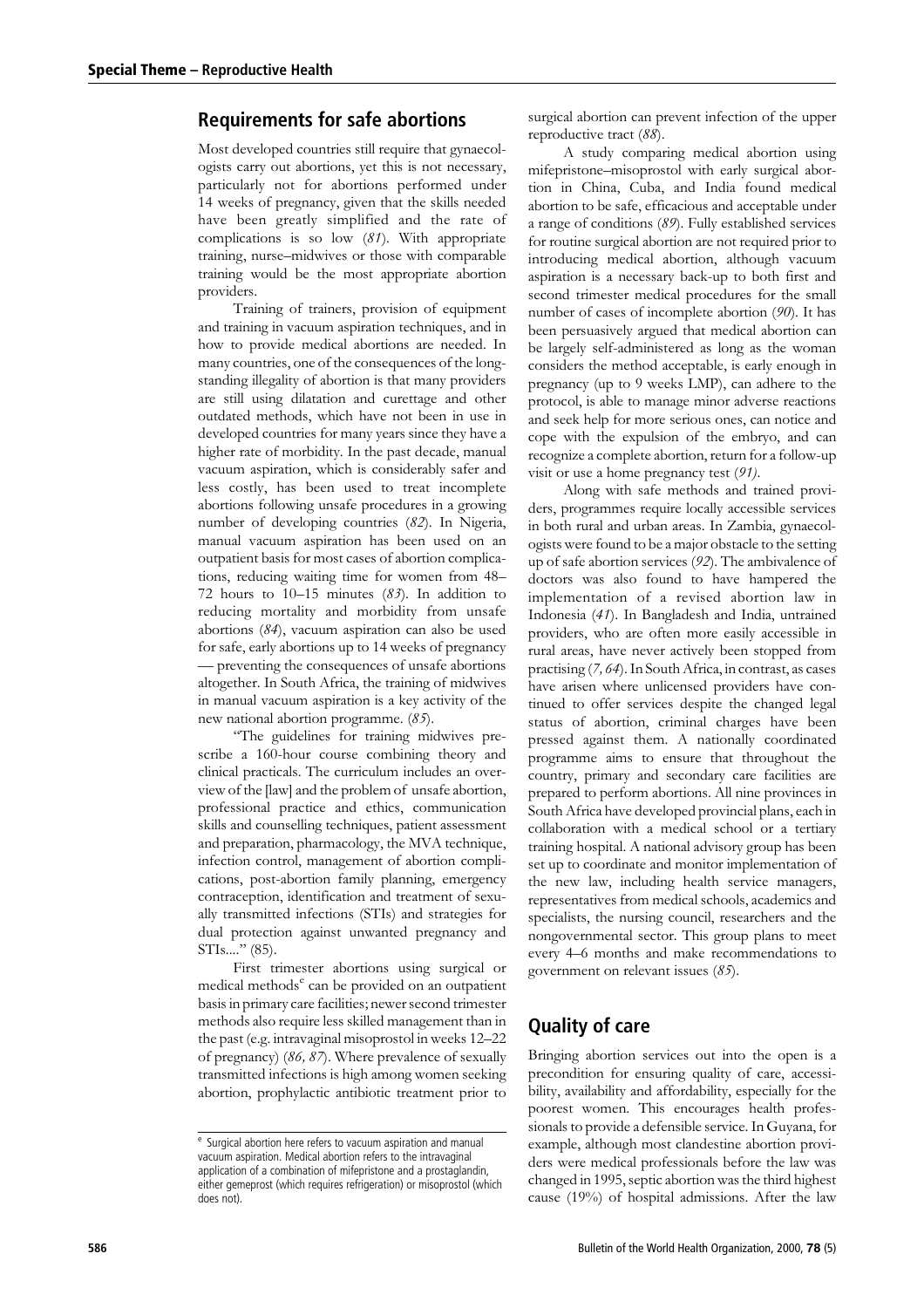## Requirements for safe abortions

Most developed countries still require that gynaecologists carry out abortions, yet this is not necessary, particularly not for abortions performed under 14 weeks of pregnancy, given that the skills needed have been greatly simplified and the rate of complications is so low (*81*). With appropriate training, nurse–midwives or those with comparable training would be the most appropriate abortion providers.

Training of trainers, provision of equipment and training in vacuum aspiration techniques, and in how to provide medical abortions are needed. In many countries, one of the consequences of the long-standing illegality of abortion is that many providers are still using dilatation and curettage and other outdated methods, which have not been in use in developed countries for many years since they have a higher rate of morbidity. In the past decade, manual vacuum aspiration, which is considerably safer and less costly, has been used to treat incomplete abortions following unsafe procedures in a growing number of developing countries (*82*). In Nigeria, manual vacuum aspiration has been used on an outpatient basis for most cases of abortion complications, reducing waiting time for women from 48–72 hours to 10–15 minutes (*83*). In addition to reducing mortality and morbidity from unsafe abortions (*84*), vacuum aspiration can also be used for safe, early abortions up to 14 weeks of pregnancy — preventing the consequences of unsafe abortions altogether. In South Africa, the training of midwives in manual vacuum aspiration is a key activity of the new national abortion programme. (*85*).

"The guidelines for training midwives prescribe a 160-hour course combining theory and clinical practicals. The curriculum includes an overview of the [law] and the problem of unsafe abortion, professional practice and ethics, communication skills and counselling techniques, patient assessment and preparation, pharmacology, the MVA technique, infection control, management of abortion complications, post-abortion family planning, emergency contraception, identification and treatment of sexually transmitted infections (STIs) and strategies for dual protection against unwanted pregnancy and STIs...." (85).

First trimester abortions using surgical or medical methods[e] can be provided on an outpatient basis in primary care facilities; newer second trimester methods also require less skilled management than in the past (e.g. intravaginal misoprostol in weeks 12–22 of pregnancy) (*86, 87*). Where prevalence of sexually transmitted infections is high among women seeking abortion, prophylactic antibiotic treatment prior to surgical abortion can prevent infection of the upper reproductive tract (*88*).

A study comparing medical abortion using mifepristone–misoprostol with early surgical abortion in China, Cuba, and India found medical abortion to be safe, efficacious and acceptable under a range of conditions (*89*). Fully established services for routine surgical abortion are not required prior to introducing medical abortion, although vacuum aspiration is a necessary back-up to both first and second trimester medical procedures for the small number of cases of incomplete abortion (*90*). It has been persuasively argued that medical abortion can be largely self-administered as long as the woman considers the method acceptable, is early enough in pregnancy (up to 9 weeks LMP), can adhere to the protocol, is able to manage minor adverse reactions and seek help for more serious ones, can notice and cope with the expulsion of the embryo, and can recognize a complete abortion, return for a follow-up visit or use a home pregnancy test (*91)*.

Along with safe methods and trained providers, programmes require locally accessible services in both rural and urban areas. In Zambia, gynaecologists were found to be a major obstacle to the setting up of safe abortion services (*92*). The ambivalence of doctors was also found to have hampered the implementation of a revised abortion law in Indonesia (*41*). In Bangladesh and India, untrained providers, who are often more easily accessible in rural areas, have never actively been stopped from practising (*7, 64*). In South Africa, in contrast, as cases have arisen where unlicensed providers have continued to offer services despite the changed legal status of abortion, criminal charges have been pressed against them. A nationally coordinated programme aims to ensure that throughout the country, primary and secondary care facilities are prepared to perform abortions. All nine provinces in South Africa have developed provincial plans, each in collaboration with a medical school or a tertiary training hospital. A national advisory group has been set up to coordinate and monitor implementation of the new law, including health service managers, representatives from medical schools, academics and specialists, the nursing council, researchers and the nongovernmental sector. This group plans to meet every 4–6 months and make recommendations to government on relevant issues (*85*).

## Quality of care

Bringing abortion services out into the open is a precondition for ensuring quality of care, accessibility, availability and affordability, especially for the poorest women. This encourages health professionals to provide a defensible service. In Guyana, for example, although most clandestine abortion providers were medical professionals before the law was changed in 1995, septic abortion was the third highest cause (19%) of hospital admissions. After the law

[e] Surgical abortion here refers to vacuum aspiration and manual vacuum aspiration. Medical abortion refers to the intravaginal application of a combination of mifepristone and a prostaglandin, either gemeprost (which requires refrigeration) or misoprostol (which does not).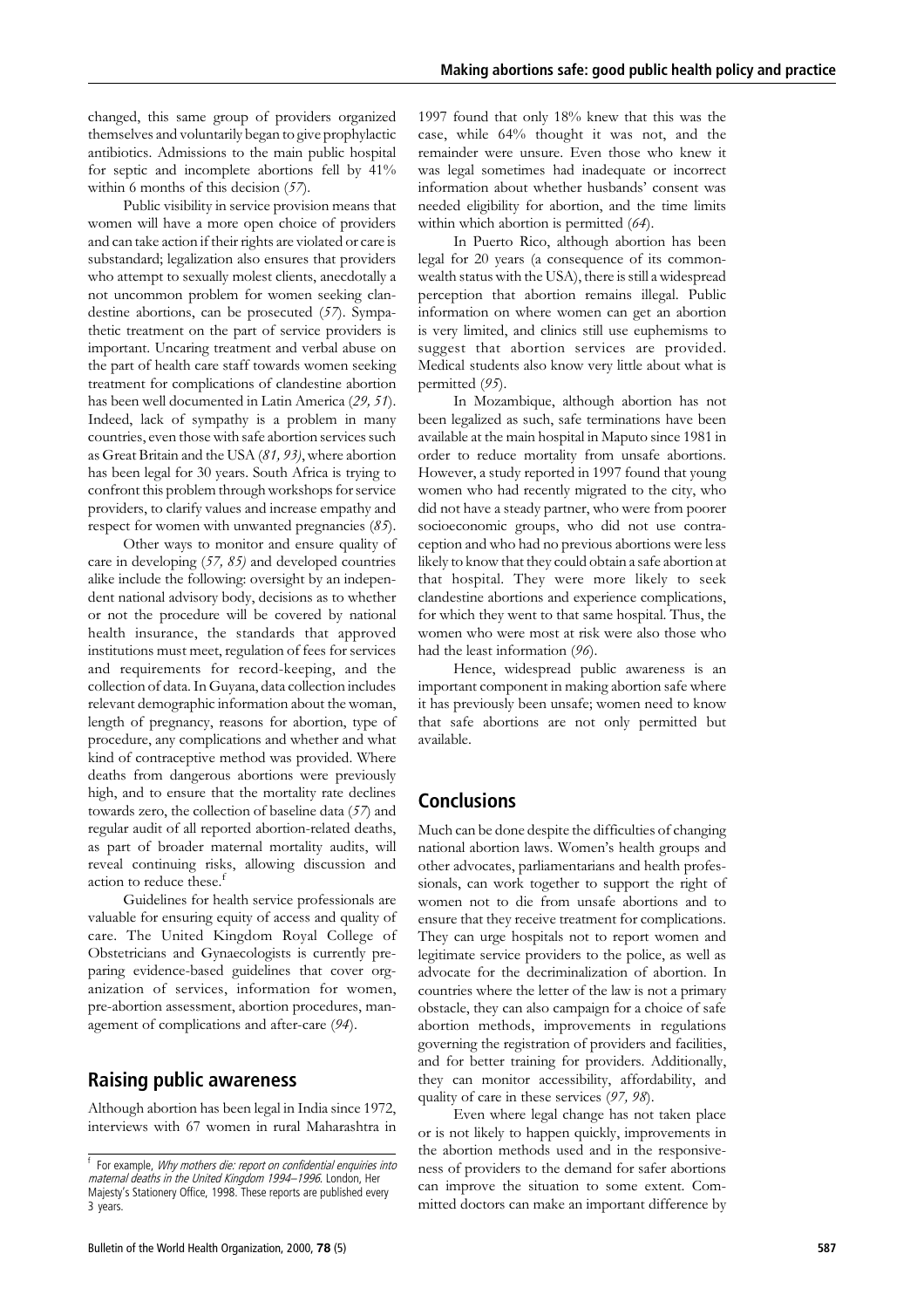changed, this same group of providers organized themselves and voluntarily began to give prophylactic antibiotics. Admissions to the main public hospital for septic and incomplete abortions fell by 41% within 6 months of this decision (*57*).

Public visibility in service provision means that women will have a more open choice of providers and can take action if their rights are violated or care is substandard; legalization also ensures that providers who attempt to sexually molest clients, anecdotally a not uncommon problem for women seeking clandestine abortions, can be prosecuted (*57*). Sympathetic treatment on the part of service providers is important. Uncaring treatment and verbal abuse on the part of health care staff towards women seeking treatment for complications of clandestine abortion has been well documented in Latin America (*29, 51*). Indeed, lack of sympathy is a problem in many countries, even those with safe abortion services such as Great Britain and the USA (*81, 93*), where abortion has been legal for 30 years. South Africa is trying to confront this problem through workshops for service providers, to clarify values and increase empathy and respect for women with unwanted pregnancies (*85*).

Other ways to monitor and ensure quality of care in developing (*57, 85*) and developed countries alike include the following: oversight by an independent national advisory body, decisions as to whether or not the procedure will be covered by national health insurance, the standards that approved institutions must meet, regulation of fees for services and requirements for record-keeping, and the collection of data. In Guyana, data collection includes relevant demographic information about the woman, length of pregnancy, reasons for abortion, type of procedure, any complications and whether and what kind of contraceptive method was provided. Where deaths from dangerous abortions were previously high, and to ensure that the mortality rate declines towards zero, the collection of baseline data (*57*) and regular audit of all reported abortion-related deaths, as part of broader maternal mortality audits, will reveal continuing risks, allowing discussion and action to reduce these.[f]

Guidelines for health service professionals are valuable for ensuring equity of access and quality of care. The United Kingdom Royal College of Obstetricians and Gynaecologists is currently preparing evidence-based guidelines that cover organization of services, information for women, pre-abortion assessment, abortion procedures, management of complications and after-care (*94*).

## Raising public awareness

Although abortion has been legal in India since 1972, interviews with 67 women in rural Maharashtra in 1997 found that only 18% knew that this was the case, while 64% thought it was not, and the remainder were unsure. Even those who knew it was legal sometimes had inadequate or incorrect information about whether husbands' consent was needed eligibility for abortion, and the time limits within which abortion is permitted (*64*).

In Puerto Rico, although abortion has been legal for 20 years (a consequence of its commonwealth status with the USA), there is still a widespread perception that abortion remains illegal. Public information on where women can get an abortion is very limited, and clinics still use euphemisms to suggest that abortion services are provided. Medical students also know very little about what is permitted (*95*).

In Mozambique, although abortion has not been legalized as such, safe terminations have been available at the main hospital in Maputo since 1981 in order to reduce mortality from unsafe abortions. However, a study reported in 1997 found that young women who had recently migrated to the city, who did not have a steady partner, who were from poorer socioeconomic groups, who did not use contraception and who had no previous abortions were less likely to know that they could obtain a safe abortion at that hospital. They were more likely to seek clandestine abortions and experience complications, for which they went to that same hospital. Thus, the women who were most at risk were also those who had the least information (*96*).

Hence, widespread public awareness is an important component in making abortion safe where it has previously been unsafe; women need to know that safe abortions are not only permitted but available.

## Conclusions

Much can be done despite the difficulties of changing national abortion laws. Women's health groups and other advocates, parliamentarians and health professionals, can work together to support the right of women not to die from unsafe abortions and to ensure that they receive treatment for complications. They can urge hospitals not to report women and legitimate service providers to the police, as well as advocate for the decriminalization of abortion. In countries where the letter of the law is not a primary obstacle, they can also campaign for a choice of safe abortion methods, improvements in regulations governing the registration of providers and facilities, and for better training for providers. Additionally, they can monitor accessibility, affordability, and quality of care in these services (*97, 98*).

Even where legal change has not taken place or is not likely to happen quickly, improvements in the abortion methods used and in the responsiveness of providers to the demand for safer abortions can improve the situation to some extent. Committed doctors can make an important difference by

---

[f] For example, *Why mothers die: report on confidential enquiries into maternal deaths in the United Kingdom 1994–1996*. London, Her Majesty's Stationery Office, 1998. These reports are published every 3 years.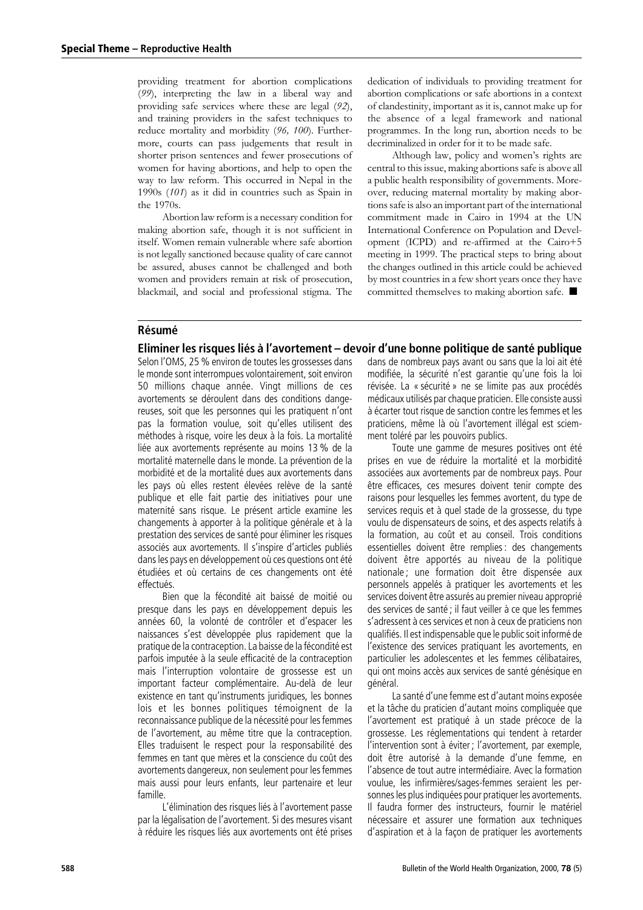providing treatment for abortion complications (*99*), interpreting the law in a liberal way and providing safe services where these are legal (*92*), and training providers in the safest techniques to reduce mortality and morbidity (*96, 100*). Furthermore, courts can pass judgements that result in shorter prison sentences and fewer prosecutions of women for having abortions, and help to open the way to law reform. This occurred in Nepal in the 1990s (*101*) as it did in countries such as Spain in the 1970s.

Abortion law reform is a necessary condition for making abortion safe, though it is not sufficient in itself. Women remain vulnerable where safe abortion is not legally sanctioned because quality of care cannot be assured, abuses cannot be challenged and both women and providers remain at risk of prosecution, blackmail, and social and professional stigma. The dedication of individuals to providing treatment for abortion complications or safe abortions in a context of clandestinity, important as it is, cannot make up for the absence of a legal framework and national programmes. In the long run, abortion needs to be decriminalized in order for it to be made safe.

Although law, policy and women's rights are central to this issue, making abortions safe is above all a public health responsibility of governments. Moreover, reducing maternal mortality by making abortions safe is also an important part of the international commitment made in Cairo in 1994 at the UN International Conference on Population and Development (ICPD) and re-affirmed at the Cairo+5 meeting in 1999. The practical steps to bring about the changes outlined in this article could be achieved by most countries in a few short years once they have committed themselves to making abortion safe. ■

## Résumé

### Eliminer les risques liés à l'avortement – devoir d'une bonne politique de santé publique

Selon l'OMS, 25 % environ de toutes les grossesses dans le monde sont interrompues volontairement, soit environ 50 millions chaque année. Vingt millions de ces avortements se déroulent dans des conditions dangereuses, soit que les personnes qui les pratiquent n'ont pas la formation voulue, soit qu'elles utilisent des méthodes à risque, voire les deux à la fois. La mortalité liée aux avortements représente au moins 13 % de la mortalité maternelle dans le monde. La prévention de la morbidité et de la mortalité dues aux avortements dans les pays où elles restent élevées relève de la santé publique et elle fait partie des initiatives pour une maternité sans risque. Le présent article examine les changements à apporter à la politique générale et à la prestation des services de santé pour éliminer les risques associés aux avortements. Il s'inspire d'articles publiés dans les pays en développement où ces questions ont été étudiées et où certains de ces changements ont été effectués.

Bien que la fécondité ait baissé de moitié ou presque dans les pays en développement depuis les années 60, la volonté de contrôler et d'espacer les naissances s'est développée plus rapidement que la pratique de la contraception. La baisse de la fécondité est parfois imputée à la seule efficacité de la contraception mais l'interruption volontaire de grossesse est un important facteur complémentaire. Au-delà de leur existence en tant qu'instruments juridiques, les bonnes lois et les bonnes politiques témoignent de la reconnaissance publique de la nécessité pour les femmes de l'avortement, au même titre que la contraception. Elles traduisent le respect pour la responsabilité des femmes en tant que mères et la conscience du coût des avortements dangereux, non seulement pour les femmes mais aussi pour leurs enfants, leur partenaire et leur famille.

L'élimination des risques liés à l'avortement passe par la légalisation de l'avortement. Si des mesures visant à réduire les risques liés aux avortements ont été prises dans de nombreux pays avant ou sans que la loi ait été modifiée, la sécurité n'est garantie qu'une fois la loi révisée. La « sécurité » ne se limite pas aux procédés médicaux utilisés par chaque praticien. Elle consiste aussi à écarter tout risque de sanction contre les femmes et les praticiens, même là où l'avortement illégal est sciemment toléré par les pouvoirs publics.

Toute une gamme de mesures positives ont été prises en vue de réduire la mortalité et la morbidité associées aux avortements par de nombreux pays. Pour être efficaces, ces mesures doivent tenir compte des raisons pour lesquelles les femmes avortent, du type de services requis et à quel stade de la grossesse, du type voulu de dispensateurs de soins, et des aspects relatifs à la formation, au coût et au conseil. Trois conditions essentielles doivent être remplies : des changements doivent être apportés au niveau de la politique nationale ; une formation doit être dispensée aux personnels appelés à pratiquer les avortements et les services doivent être assurés au premier niveau approprié des services de santé ; il faut veiller à ce que les femmes s'adressent à ces services et non à ceux de praticiens non qualifiés. Il est indispensable que le public soit informé de l'existence des services pratiquant les avortements, en particulier les adolescentes et les femmes célibataires, qui ont moins accès aux services de santé génésique en général.

La santé d'une femme est d'autant moins exposée et la tâche du praticien d'autant moins compliquée que l'avortement est pratiqué à un stade précoce de la grossesse. Les réglementations qui tendent à retarder l'intervention sont à éviter ; l'avortement, par exemple, doit être autorisé à la demande d'une femme, en l'absence de tout autre intermédiaire. Avec la formation voulue, les infirmières/sages-femmes seraient les personnes les plus indiquées pour pratiquer les avortements. Il faudra former des instructeurs, fournir le matériel nécessaire et assurer une formation aux techniques d'aspiration et à la façon de pratiquer les avortements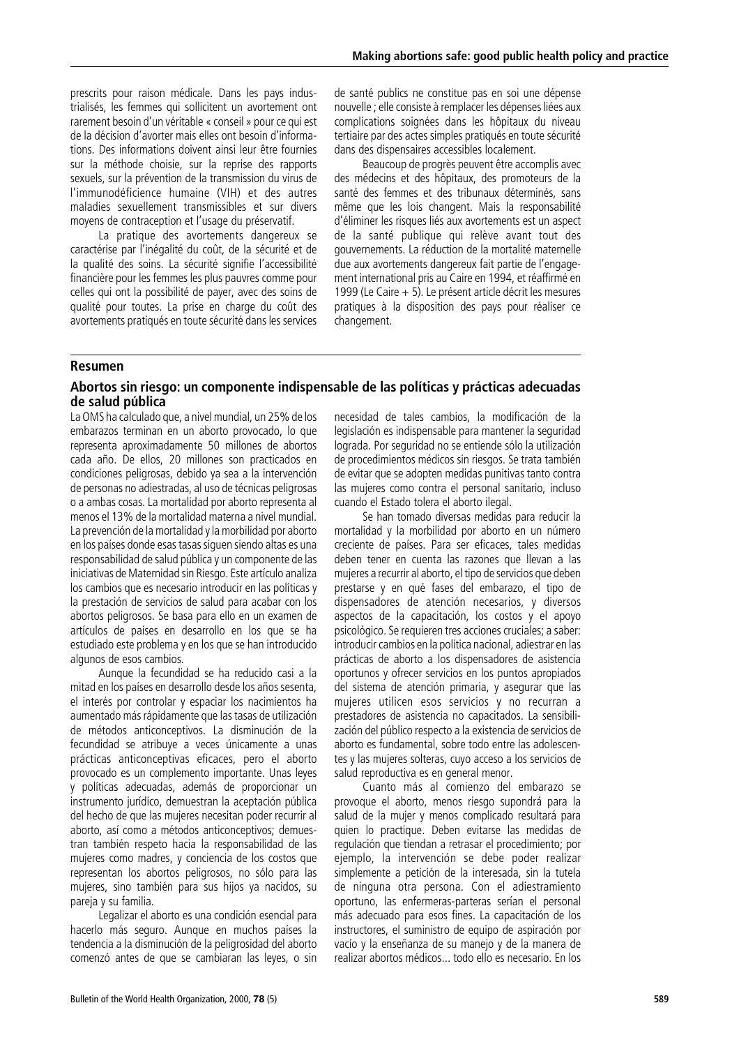prescrits pour raison médicale. Dans les pays industrialisés, les femmes qui sollicitent un avortement ont rarement besoin d'un véritable « conseil » pour ce qui est de la décision d'avorter mais elles ont besoin d'informations. Des informations doivent ainsi leur être fournies sur la méthode choisie, sur la reprise des rapports sexuels, sur la prévention de la transmission du virus de l'immunodéficience humaine (VIH) et des autres maladies sexuellement transmissibles et sur divers moyens de contraception et l'usage du préservatif.

La pratique des avortements dangereux se caractérise par l'inégalité du coût, de la sécurité et de la qualité des soins. La sécurité signifie l'accessibilité financière pour les femmes les plus pauvres comme pour celles qui ont la possibilité de payer, avec des soins de qualité pour toutes. La prise en charge du coût des avortements pratiqués en toute sécurité dans les services de santé publics ne constitue pas en soi une dépense nouvelle ; elle consiste à remplacer les dépenses liées aux complications soignées dans les hôpitaux du niveau tertiaire par des actes simples pratiqués en toute sécurité dans des dispensaires accessibles localement.

Beaucoup de progrès peuvent être accomplis avec des médecins et des hôpitaux, des promoteurs de la santé des femmes et des tribunaux déterminés, sans même que les lois changent. Mais la responsabilité d'éliminer les risques liés aux avortements est un aspect de la santé publique qui relève avant tout des gouvernements. La réduction de la mortalité maternelle due aux avortements dangereux fait partie de l'engagement international pris au Caire en 1994, et réaffirmé en 1999 (Le Caire + 5). Le présent article décrit les mesures pratiques à la disposition des pays pour réaliser ce changement.

## Resumen

### Abortos sin riesgo: un componente indispensable de las políticas y prácticas adecuadas de salud pública

La OMS ha calculado que, a nivel mundial, un 25% de los embarazos terminan en un aborto provocado, lo que representa aproximadamente 50 millones de abortos cada año. De ellos, 20 millones son practicados en condiciones peligrosas, debido ya sea a la intervención de personas no adiestradas, al uso de técnicas peligrosas o a ambas cosas. La mortalidad por aborto representa al menos el 13% de la mortalidad materna a nivel mundial. La prevención de la mortalidad y la morbilidad por aborto en los países donde esas tasas siguen siendo altas es una responsabilidad de salud pública y un componente de las iniciativas de Maternidad sin Riesgo. Este artículo analiza los cambios que es necesario introducir en las políticas y la prestación de servicios de salud para acabar con los abortos peligrosos. Se basa para ello en un examen de artículos de países en desarrollo en los que se ha estudiado este problema y en los que se han introducido algunos de esos cambios.

Aunque la fecundidad se ha reducido casi a la mitad en los países en desarrollo desde los años sesenta, el interés por controlar y espaciar los nacimientos ha aumentado más rápidamente que las tasas de utilización de métodos anticonceptivos. La disminución de la fecundidad se atribuye a veces únicamente a unas prácticas anticonceptivas eficaces, pero el aborto provocado es un complemento importante. Unas leyes y políticas adecuadas, además de proporcionar un instrumento jurídico, demuestran la aceptación pública del hecho de que las mujeres necesitan poder recurrir al aborto, así como a métodos anticonceptivos; demuestran también respeto hacia la responsabilidad de las mujeres como madres, y conciencia de los costos que representan los abortos peligrosos, no sólo para las mujeres, sino también para sus hijos ya nacidos, su pareja y su familia.

Legalizar el aborto es una condición esencial para hacerlo más seguro. Aunque en muchos países la tendencia a la disminución de la peligrosidad del aborto comenzó antes de que se cambiaran las leyes, o sin necesidad de tales cambios, la modificación de la legislación es indispensable para mantener la seguridad lograda. Por seguridad no se entiende sólo la utilización de procedimientos médicos sin riesgos. Se trata también de evitar que se adopten medidas punitivas tanto contra las mujeres como contra el personal sanitario, incluso cuando el Estado tolera el aborto ilegal.

Se han tomado diversas medidas para reducir la mortalidad y la morbilidad por aborto en un número creciente de países. Para ser eficaces, tales medidas deben tener en cuenta las razones que llevan a las mujeres a recurrir al aborto, el tipo de servicios que deben prestarse y en qué fases del embarazo, el tipo de dispensadores de atención necesarios, y diversos aspectos de la capacitación, los costos y el apoyo psicológico. Se requieren tres acciones cruciales; a saber: introducir cambios en la política nacional, adiestrar en las prácticas de aborto a los dispensadores de asistencia oportunos y ofrecer servicios en los puntos apropiados del sistema de atención primaria, y asegurar que las mujeres utilicen esos servicios y no recurran a prestadores de asistencia no capacitados. La sensibilización del público respecto a la existencia de servicios de aborto es fundamental, sobre todo entre las adolescentes y las mujeres solteras, cuyo acceso a los servicios de salud reproductiva es en general menor.

Cuanto más al comienzo del embarazo se provoque el aborto, menos riesgo supondrá para la salud de la mujer y menos complicado resultará para quien lo practique. Deben evitarse las medidas de regulación que tiendan a retrasar el procedimiento; por ejemplo, la intervención se debe poder realizar simplemente a petición de la interesada, sin la tutela de ninguna otra persona. Con el adiestramiento oportuno, las enfermeras-parteras serían el personal más adecuado para esos fines. La capacitación de los instructores, el suministro de equipo de aspiración por vacío y la enseñanza de su manejo y de la manera de realizar abortos médicos... todo ello es necesario. En los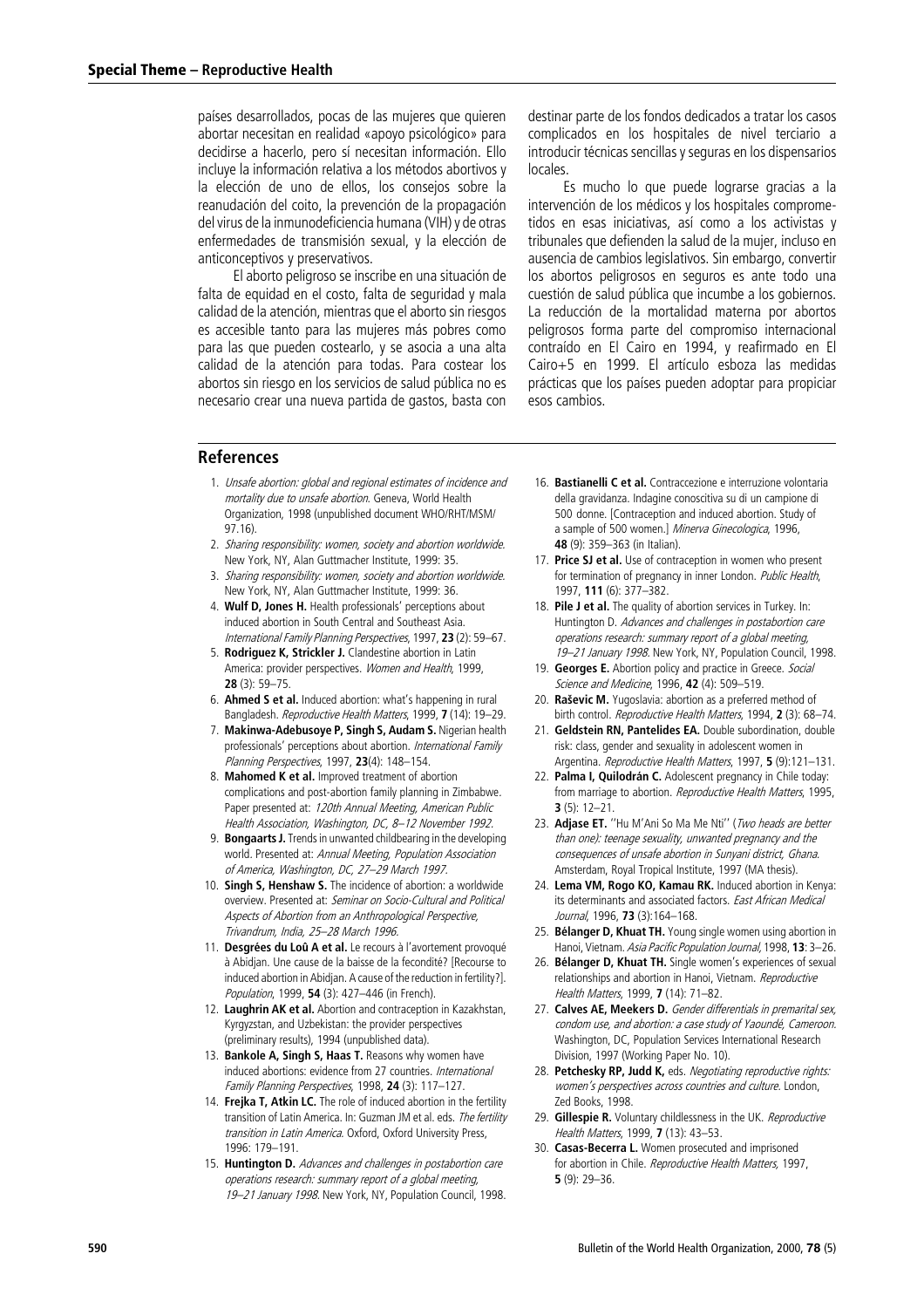países desarrollados, pocas de las mujeres que quieren abortar necesitan en realidad «apoyo psicológico» para decidirse a hacerlo, pero sí necesitan información. Ello incluye la información relativa a los métodos abortivos y la elección de uno de ellos, los consejos sobre la reanudación del coito, la prevención de la propagación del virus de la inmunodeficiencia humana (VIH) y de otras enfermedades de transmisión sexual, y la elección de anticonceptivos y preservativos.

El aborto peligroso se inscribe en una situación de falta de equidad en el costo, falta de seguridad y mala calidad de la atención, mientras que el aborto sin riesgos es accesible tanto para las mujeres más pobres como para las que pueden costearlo, y se asocia a una alta calidad de la atención para todas. Para costear los abortos sin riesgo en los servicios de salud pública no es necesario crear una nueva partida de gastos, basta con destinar parte de los fondos dedicados a tratar los casos complicados en los hospitales de nivel terciario a introducir técnicas sencillas y seguras en los dispensarios locales.

Es mucho lo que puede lograrse gracias a la intervención de los médicos y los hospitales comprometidos en esas iniciativas, así como a los activistas y tribunales que defienden la salud de la mujer, incluso en ausencia de cambios legislativos. Sin embargo, convertir los abortos peligrosos en seguros es ante todo una cuestión de salud pública que incumbe a los gobiernos. La reducción de la mortalidad materna por abortos peligrosos forma parte del compromiso internacional contraído en El Cairo en 1994, y reafirmado en El Cairo+5 en 1999. El artículo esboza las medidas prácticas que los países pueden adoptar para propiciar esos cambios.

## References

1. *Unsafe abortion: global and regional estimates of incidence and mortality due to unsafe abortion*. Geneva, World Health Organization, 1998 (unpublished document WHO/RHT/MSM/97.16).
2. *Sharing responsibility: women, society and abortion worldwide*. New York, NY, Alan Guttmacher Institute, 1999: 35.
3. *Sharing responsibility: women, society and abortion worldwide*. New York, NY, Alan Guttmacher Institute, 1999: 36.
4. **Wulf D, Jones H.** Health professionals' perceptions about induced abortion in South Central and Southeast Asia. *International Family Planning Perspectives*, 1997, **23** (2): 59–67.
5. **Rodriguez K, Strickler J.** Clandestine abortion in Latin America: provider perspectives. *Women and Health*, 1999, **28** (3): 59–75.
6. **Ahmed S et al.** Induced abortion: what's happening in rural Bangladesh. *Reproductive Health Matters*, 1999, **7** (14): 19–29.
7. **Makinwa-Adebusoye P, Singh S, Audam S.** Nigerian health professionals' perceptions about abortion. *International Family Planning Perspectives*, 1997, **23**(4): 148–154.
8. **Mahomed K et al.** Improved treatment of abortion complications and post-abortion family planning in Zimbabwe. Paper presented at: *120th Annual Meeting, American Public Health Association, Washington, DC, 8–12 November 1992*.
9. **Bongaarts J.** Trends in unwanted childbearing in the developing world. Presented at: *Annual Meeting, Population Association of America, Washington, DC, 27–29 March 1997*.
10. **Singh S, Henshaw S.** The incidence of abortion: a worldwide overview. Presented at: *Seminar on Socio-Cultural and Political Aspects of Abortion from an Anthropological Perspective, Trivandrum, India, 25–28 March 1996*.
11. **Desgrées du Loû A et al.** Le recours à l'avortement provoqué à Abidjan. Une cause de la baisse de la fecondité? [Recourse to induced abortion in Abidjan. A cause of the reduction in fertility?]. *Population*, 1999, **54** (3): 427–446 (in French).
12. **Laughrin AK et al.** Abortion and contraception in Kazakhstan, Kyrgyzstan, and Uzbekistan: the provider perspectives (preliminary results), 1994 (unpublished data).
13. **Bankole A, Singh S, Haas T.** Reasons why women have induced abortions: evidence from 27 countries. *International Family Planning Perspectives*, 1998, **24** (3): 117–127.
14. **Frejka T, Atkin LC.** The role of induced abortion in the fertility transition of Latin America. In: Guzman JM et al. eds. *The fertility transition in Latin America*. Oxford, Oxford University Press, 1996: 179–191.
15. **Huntington D.** *Advances and challenges in postabortion care operations research: summary report of a global meeting, 19–21 January 1998*. New York, NY, Population Council, 1998.
16. **Bastianelli C et al.** Contraccezione e interruzione volontaria della gravidanza. Indagine conoscitiva su di un campione di 500 donne. [Contraception and induced abortion. Study of a sample of 500 women.] *Minerva Ginecologica*, 1996, **48** (9): 359–363 (in Italian).
17. **Price SJ et al.** Use of contraception in women who present for termination of pregnancy in inner London. *Public Health*, 1997, **111** (6): 377–382.
18. **Pile J et al.** The quality of abortion services in Turkey. In: Huntington D. *Advances and challenges in postabortion care operations research: summary report of a global meeting, 19–21 January 1998*. New York, NY, Population Council, 1998.
19. **Georges E.** Abortion policy and practice in Greece. *Social Science and Medicine*, 1996, **42** (4): 509–519.
20. **Raševic M.** Yugoslavia: abortion as a preferred method of birth control. *Reproductive Health Matters*, 1994, **2** (3): 68–74.
21. **Geldstein RN, Pantelides EA.** Double subordination, double risk: class, gender and sexuality in adolescent women in Argentina. *Reproductive Health Matters*, 1997, **5** (9):121–131.
22. **Palma I, Quilodrán C.** Adolescent pregnancy in Chile today: from marriage to abortion. *Reproductive Health Matters*, 1995, **3** (5): 12–21.
23. **Adjase ET.** ''Hu M'Ani So Ma Me Nti'' (*Two heads are better than one): teenage sexuality, unwanted pregnancy and the consequences of unsafe abortion in Sunyani district, Ghana*. Amsterdam, Royal Tropical Institute, 1997 (MA thesis).
24. **Lema VM, Rogo KO, Kamau RK.** Induced abortion in Kenya: its determinants and associated factors. *East African Medical Journal*, 1996, **73** (3):164–168.
25. **Bélanger D, Khuat TH.** Young single women using abortion in Hanoi, Vietnam. *Asia Pacific Population Journal*, 1998, **13**: 3–26.
26. **Bélanger D, Khuat TH.** Single women's experiences of sexual relationships and abortion in Hanoi, Vietnam. *Reproductive Health Matters*, 1999, **7** (14): 71–82.
27. **Calves AE, Meekers D.** *Gender differentials in premarital sex, condom use, and abortion: a case study of Yaoundé, Cameroon*. Washington, DC, Population Services International Research Division, 1997 (Working Paper No. 10).
28. **Petchesky RP, Judd K,** eds. *Negotiating reproductive rights: women's perspectives across countries and culture*. London, Zed Books, 1998.
29. **Gillespie R.** Voluntary childlessness in the UK. *Reproductive Health Matters*, 1999, **7** (13): 43–53.
30. **Casas-Becerra L.** Women prosecuted and imprisoned for abortion in Chile. *Reproductive Health Matters*, 1997, **5** (9): 29–36.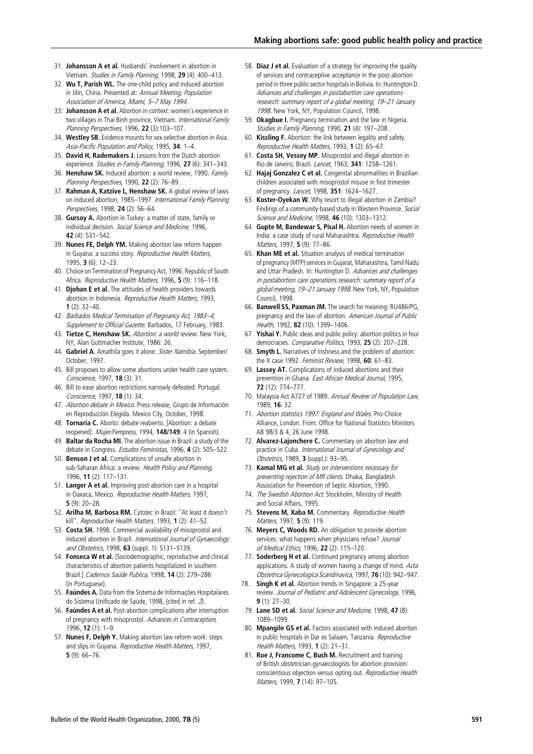31. **Johansson A et al.** Husbands' involvement in abortion in Vietnam. *Studies in Family Planning*, 1998, **29** (4): 400–413.
32. **Wu T, Parish WL.** The one-child policy and induced abortion in Jilin, China. Presented at: *Annual Meeting, Population Association of America, Miami, 5–7 May 1994*.
33. **Johansson A et al.** Abortion in context: women's experience in two villages in Thai Binh province, Vietnam. *International Family Planning Perspectives*, 1996, **22** (3):103–107.
34. **Westley SB.** Evidence mounts for sex-selective abortion in Asia. *Asia-Pacific Population and Policy*, 1995, **34**: 1–4.
35. **David H, Rademakers J.** Lessons from the Dutch abortion experience. *Studies in Family Planning*, 1996, **27** (6): 341–343.
36. **Henshaw SK.** Induced abortion: a world review, 1990. *Family Planning Perspectives*, 1990, **22** (2): 76–89.
37. **Rahman A, Katzive L, Henshaw SK.** A global review of laws on induced abortion, 1985–1997. *International Family Planning Perspectives*, 1998, **24** (2): 56–64.
38. **Gursoy A.** Abortion in Turkey: a matter of state, family or individual decision. *Social Science and Medicine*, 1996, **42** (4): 531–542.
39. **Nunes FE, Delph YM.** Making abortion law reform happen in Guyana: a success story. *Reproductive Health Matters*, 1995, **3** (6): 12–23.
40. Choice on Termination of Pregnancy Act, 1996. Republic of South Africa. *Reproductive Health Matters*, 1996, **5** (9): 116–118.
41. **Djohan E et al.** The attitudes of health providers towards abortion in Indonesia. *Reproductive Health Matters*, 1993, **1** (2): 32–40.
42. *Barbados Medical Termination of Pregnancy Act, 1983–4, Supplement to Official Gazette*. Barbados, 17 February, 1983.
43. **Tietze C, Henshaw SK.** *Abortion: a world review*. New York, NY, Alan Guttmacher Institute, 1986: 26.
44. **Gabriel A.** Amathila goes it alone. *Sister Namibia*. September/October, 1997.
45. Bill proposes to allow some abortions under health care system. *Conscience*, 1997, **18** (3): 31.
46. Bill to ease abortion restrictions narrowly defeated: Portugal. *Conscience*, 1997, **18** (1): 34.
47. *Abortion debate in Mexico*. Press release, Grupo de Información en Reproducción Elegida. Mexico City, October, 1998.
48. **Tornaria C.** Aborto: debate reabierto. [Abortion: a debate reopened]. *Mujer/Fempress*, 1994, **148/149**: 4 (in Spanish).
49. **Baltar da Rocha MI.** The abortion issue in Brazil: a study of the debate in Congress. *Estudos Feministas*, 1996, **4** (2): 505–522.
50. **Benson J et al.** Complications of unsafe abortion in sub-Saharan Africa: a review. *Health Policy and Planning*, 1996, **11** (2): 117–131.
51. **Langer A et al.** Improving post-abortion care in a hospital in Oaxaca, Mexico. *Reproductive Health Matters*, 1997, **5** (9): 20–28.
52. **Arilha M, Barbosa RM.** Cytotec in Brazil: ''At least it doesn't kill''. *Reproductive Health Matters*, 1993, **1** (2): 41–52.
53. **Costa SH.** 1998. Commercial availability of misoprostol and induced abortion in Brazil. *International Journal of Gynaecology and Obstetrics*, 1998, **63** (suppl. 1): S131–S139.
54. **Fonseca W et al.** [Sociodemographic, reproductive and clinical characteristics of abortion patients hospitalized in southern Brazil.] *Cadernos Saúde Publica*, 1998, **14** (2): 279–286 (in Portuguese).
55. **Faúndes A.** Data from the Sistema de Informações Hospitalares do Sistema Unificado de Saúde, 1998, (cited in ref. *2*).
56. **Faúndes A et al.** Post-abortion complications after interruption of pregnancy with misoprostol. *Advances in Contraception*, 1996, **12** (1): 1–9.
57. **Nunes F, Delph Y.** Making abortion law reform work: steps and slips in Guyana. *Reproductive Health Matters*, 1997, **5** (9): 66–76.
58. **Diaz J et al.** Evaluation of a strategy for improving the quality of services and contraceptive acceptance in the post-abortion period in three public sector hospitals in Bolivia. In: Huntington D. *Advances and challenges in postabortion care operations research: summary report of a global meeting, 19–21 January 1998*. New York, NY, Population Council, 1998.
59. **Okagbue I.** Pregnancy termination and the law in Nigeria. *Studies in Family Planning*, 1990, **21** (4): 197–208.
60. **Kissling F.** Abortion: the link between legality and safety. *Reproductive Health Matters*, 1993, **1** (2): 65–67.
61. **Costa SH, Vessey MP.** Misoprostol and illegal abortion in Rio de Janeiro, Brazil. *Lancet*, 1963, **341**: 1258–1261.
62. **Hajaj Gonzalez C et al.** Congenital abnormalities in Brazilian children associated with misoprostol misuse in first trimester of pregnancy. *Lancet*, 1998, **351**: 1624–1627.
63. **Koster-Oyekan W.** Why resort to illegal abortion in Zambia? Findings of a community-based study in Western Province. *Social Science and Medicine*, 1998, **46** (10): 1303–1312.
64. **Gupte M, Bandewar S, Pisal H.** Abortion needs of women in India: a case study of rural Maharashtra. *Reproductive Health Matters*, 1997, **5** (9): 77–86.
65. **Khan ME et al.** Situation analysis of medical termination of pregnancy (MTP) services in Gujarat, Maharashtra, Tamil Nadu and Uttar Pradesh. In: Huntington D. *Advances and challenges in postabortion care operations research: summary report of a global meeting, 19–21 January 1998*. New York, NY, Population Council, 1998.
66. **Banwell SS, Paxman JM.** The search for meaning: RU486/PG, pregnancy and the law of abortion. *American Journal of Public Health*, 1992, **82** (10): 1399–1406.
67. **Yishai Y.** Public ideas and public policy: abortion politics in four democracies. *Comparative Politics*, 1993, **25** (2): 207–228.
68. **Smyth L.** Narratives of Irishness and the problem of abortion: the X case 1992. *Feminist Review*, 1998, **60**: 61–83.
69. **Lassey AT.** Complications of induced abortions and their prevention in Ghana. *East African Medical Journal*, 1995, **72** (12): 774–777.
70. Malaysia Act A727 of 1989. *Annual Review of Population Law*, 1989, **16**: 32.
71. *Abortion statistics 1997: England and Wales*. Pro-Choice Alliance, London. From: Office for National Statistics Monitors AB 98/3 & 4, 26 June 1998.
72. **Alvarez-Lajonchere C.** Commentary on abortion law and practice in Cuba. *International Journal of Gynecology and Obstetrics*, 1989, **3** (suppl.): 93–95.
73. **Kamal MG et al.** *Study on interventions necessary for preventing rejection of MR clients*. Dhaka, Bangladesh Association for Prevention of Septic Abortion, 1990.
74. *The Swedish Abortion Act*. Stockholm, Ministry of Health and Social Affairs, 1995.
75. **Stevens M, Xaba M.** Commentary. *Reproductive Health Matters*, 1997, **5** (9): 119.
76. **Meyers C, Woods RD.** An obligation to provide abortion services: what happens when physicians refuse? *Journal of Medical Ethics*, 1996, **22** (2): 115–120.
77. **Soderberg H et al.** Continued pregnancy among abortion applications. A study of women having a change of mind. *Acta Obstetrica Gynecologica Scandinavica*, 1997, **76** (10): 942–947.
78. **Singh K et al.** Abortion trends in Singapore: a 25-year review. *Journal of Pediatric and Adolescent Gynecology*, 1996, **9** (1): 27–30.
79. **Lane SD et al.** *Social Science and Medicine*, 1998, **47** (8): 1089–1099.
80. **Mpangile GS et al.** Factors associated with induced abortion in public hospitals in Dar es Salaam, Tanzania. *Reproductive Health Matters*, 1993, **1** (2): 21–31.
81. **Roe J, Francome C, Bush M.** Recruitment and training of British obstetrician-gynaecologists for abortion provision: conscientious objection versus opting out. *Reproductive Health Matters*, 1999, **7** (14): 97–105.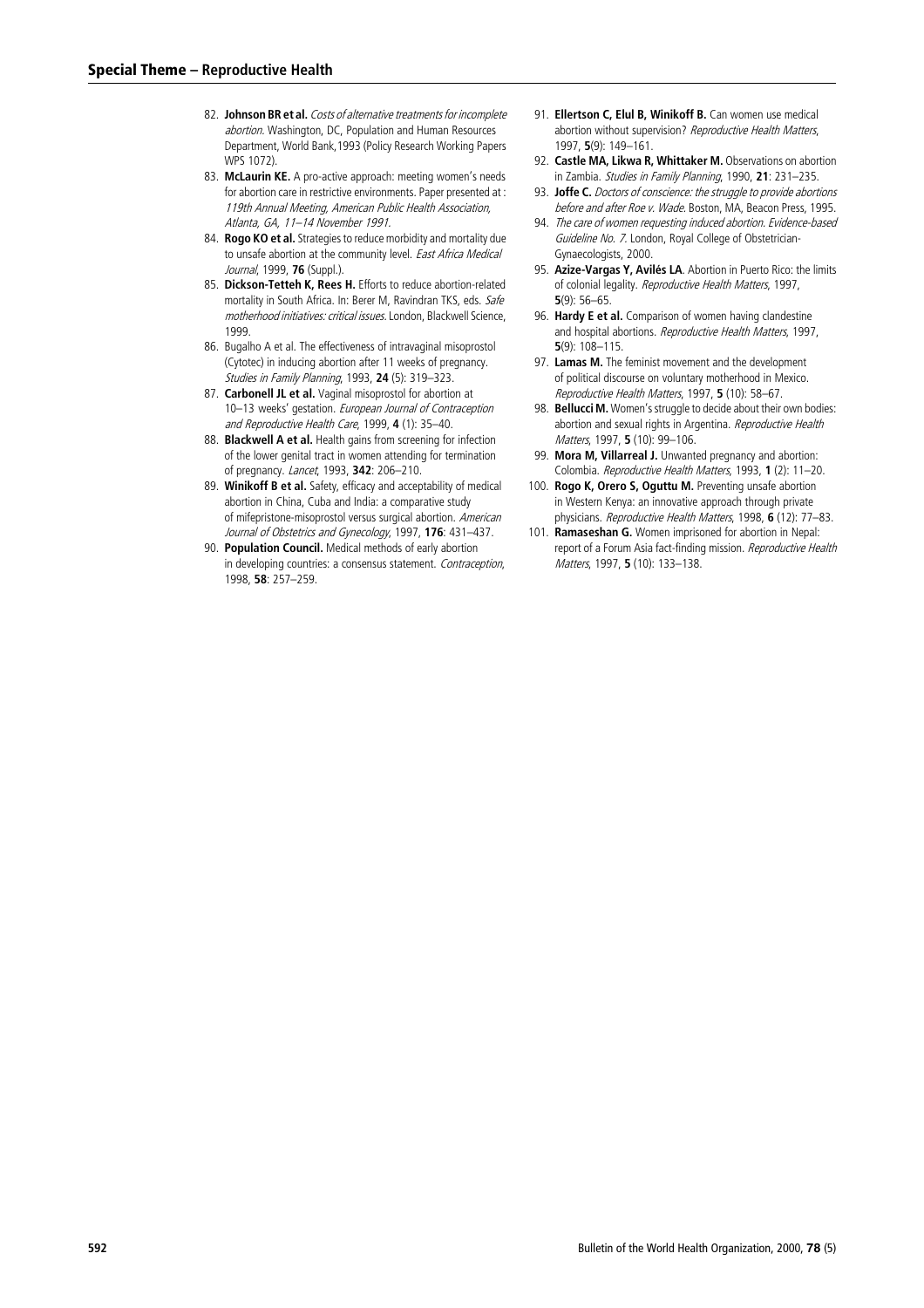82. **Johnson BR et al.** *Costs of alternative treatments for incomplete abortion.* Washington, DC, Population and Human Resources Department, World Bank,1993 (Policy Research Working Papers WPS 1072).
83. **McLaurin KE.** A pro-active approach: meeting women's needs for abortion care in restrictive environments. Paper presented at : *119th Annual Meeting, American Public Health Association, Atlanta, GA, 11–14 November 1991.*
84. **Rogo KO et al.** Strategies to reduce morbidity and mortality due to unsafe abortion at the community level. *East Africa Medical Journal*, 1999, **76** (Suppl.).
85. **Dickson-Tetteh K, Rees H.** Efforts to reduce abortion-related mortality in South Africa. In: Berer M, Ravindran TKS, eds. *Safe motherhood initiatives: critical issues.* London, Blackwell Science, 1999.
86. Bugalho A et al. The effectiveness of intravaginal misoprostol (Cytotec) in inducing abortion after 11 weeks of pregnancy. *Studies in Family Planning*, 1993, **24** (5): 319–323.
87. **Carbonell JL et al.** Vaginal misoprostol for abortion at 10–13 weeks' gestation. *European Journal of Contraception and Reproductive Health Care*, 1999, **4** (1): 35–40.
88. **Blackwell A et al.** Health gains from screening for infection of the lower genital tract in women attending for termination of pregnancy. *Lancet*, 1993, **342**: 206–210.
89. **Winikoff B et al.** Safety, efficacy and acceptability of medical abortion in China, Cuba and India: a comparative study of mifepristone-misoprostol versus surgical abortion. *American Journal of Obstetrics and Gynecology*, 1997, **176**: 431–437.
90. **Population Council.** Medical methods of early abortion in developing countries: a consensus statement. *Contraception*, 1998, **58**: 257–259.
91. **Ellertson C, Elul B, Winikoff B.** Can women use medical abortion without supervision? *Reproductive Health Matters*, 1997, **5**(9): 149–161.
92. **Castle MA, Likwa R, Whittaker M.** Observations on abortion in Zambia. *Studies in Family Planning*, 1990, **21**: 231–235.
93. **Joffe C.** *Doctors of conscience: the struggle to provide abortions before and after Roe v. Wade.* Boston, MA, Beacon Press, 1995.
94. *The care of women requesting induced abortion. Evidence-based Guideline No. 7.* London, Royal College of Obstetrician-Gynaecologists, 2000.
95. **Azize-Vargas Y, Avilés LA**. Abortion in Puerto Rico: the limits of colonial legality. *Reproductive Health Matters*, 1997, **5**(9): 56–65.
96. **Hardy E et al.** Comparison of women having clandestine and hospital abortions. *Reproductive Health Matters*, 1997, **5**(9): 108–115.
97. **Lamas M.** The feminist movement and the development of political discourse on voluntary motherhood in Mexico. *Reproductive Health Matters*, 1997, **5** (10): 58–67.
98. **Bellucci M.** Women's struggle to decide about their own bodies: abortion and sexual rights in Argentina. *Reproductive Health Matters*, 1997, **5** (10): 99–106.
99. **Mora M, Villarreal J.** Unwanted pregnancy and abortion: Colombia. *Reproductive Health Matters*, 1993, **1** (2): 11–20.
100. **Rogo K, Orero S, Oguttu M.** Preventing unsafe abortion in Western Kenya: an innovative approach through private physicians. *Reproductive Health Matters*, 1998, **6** (12): 77–83.
101. **Ramaseshan G.** Women imprisoned for abortion in Nepal: report of a Forum Asia fact-finding mission. *Reproductive Health Matters*, 1997, **5** (10): 133–138.